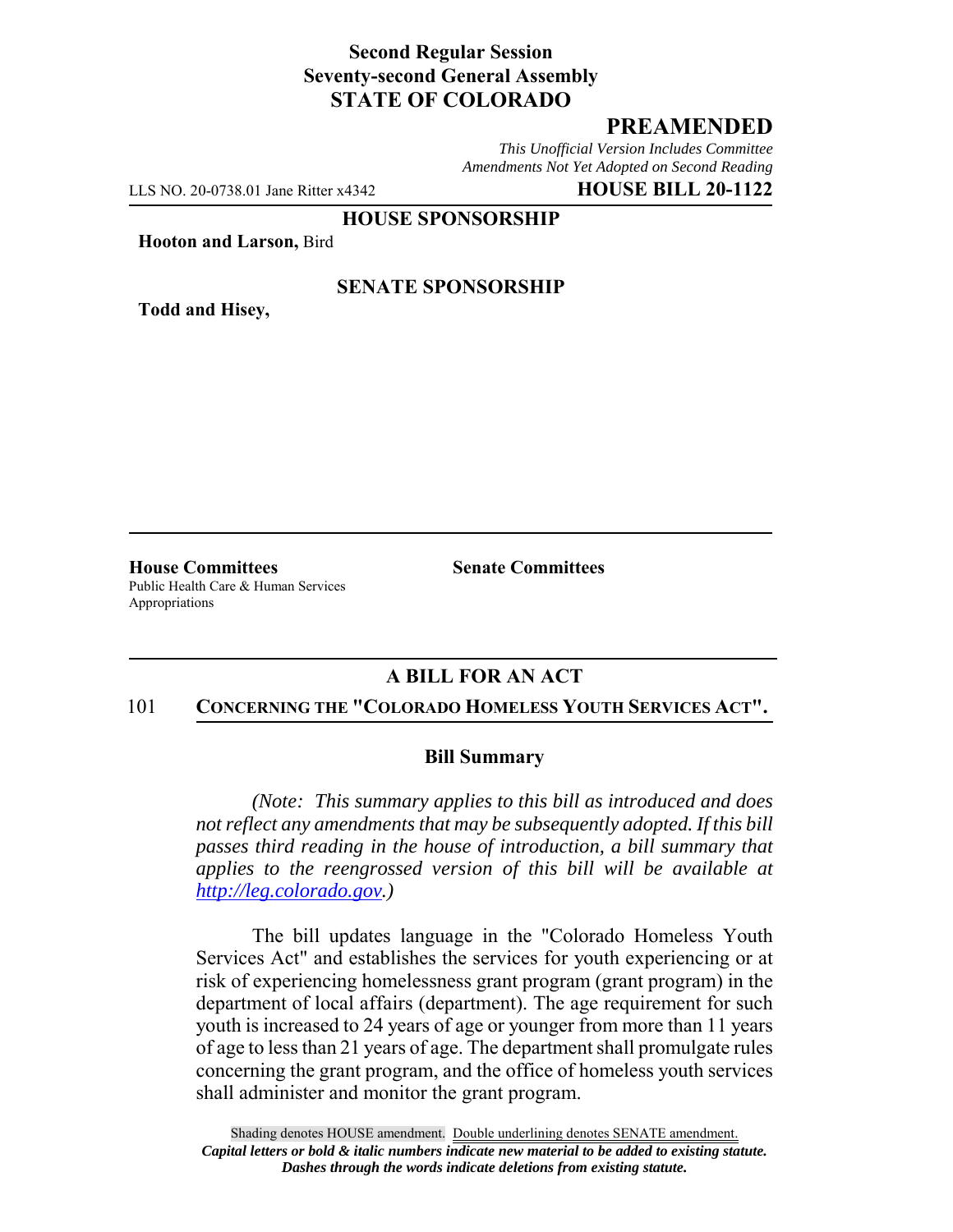**Second Regular Session**
**Seventy-second General Assembly**
**STATE OF COLORADO**

## PREAMENDED

*This Unofficial Version Includes Committee Amendments Not Yet Adopted on Second Reading*

LLS NO. 20-0738.01 Jane Ritter x4342 **HOUSE BILL 20-1122**

**HOUSE SPONSORSHIP**

**Hooton and Larson,** Bird

**SENATE SPONSORSHIP**

**Todd and Hisey,**

**House Committees**
Public Health Care & Human Services
Appropriations

**Senate Committees**

## A BILL FOR AN ACT

101 **CONCERNING THE "COLORADO HOMELESS YOUTH SERVICES ACT".**

### Bill Summary

*(Note: This summary applies to this bill as introduced and does not reflect any amendments that may be subsequently adopted. If this bill passes third reading in the house of introduction, a bill summary that applies to the reengrossed version of this bill will be available at http://leg.colorado.gov.)*

The bill updates language in the "Colorado Homeless Youth Services Act" and establishes the services for youth experiencing or at risk of experiencing homelessness grant program (grant program) in the department of local affairs (department). The age requirement for such youth is increased to 24 years of age or younger from more than 11 years of age to less than 21 years of age. The department shall promulgate rules concerning the grant program, and the office of homeless youth services shall administer and monitor the grant program.

Shading denotes HOUSE amendment. Double underlining denotes SENATE amendment.
*Capital letters or bold & italic numbers indicate new material to be added to existing statute.*
*Dashes through the words indicate deletions from existing statute.*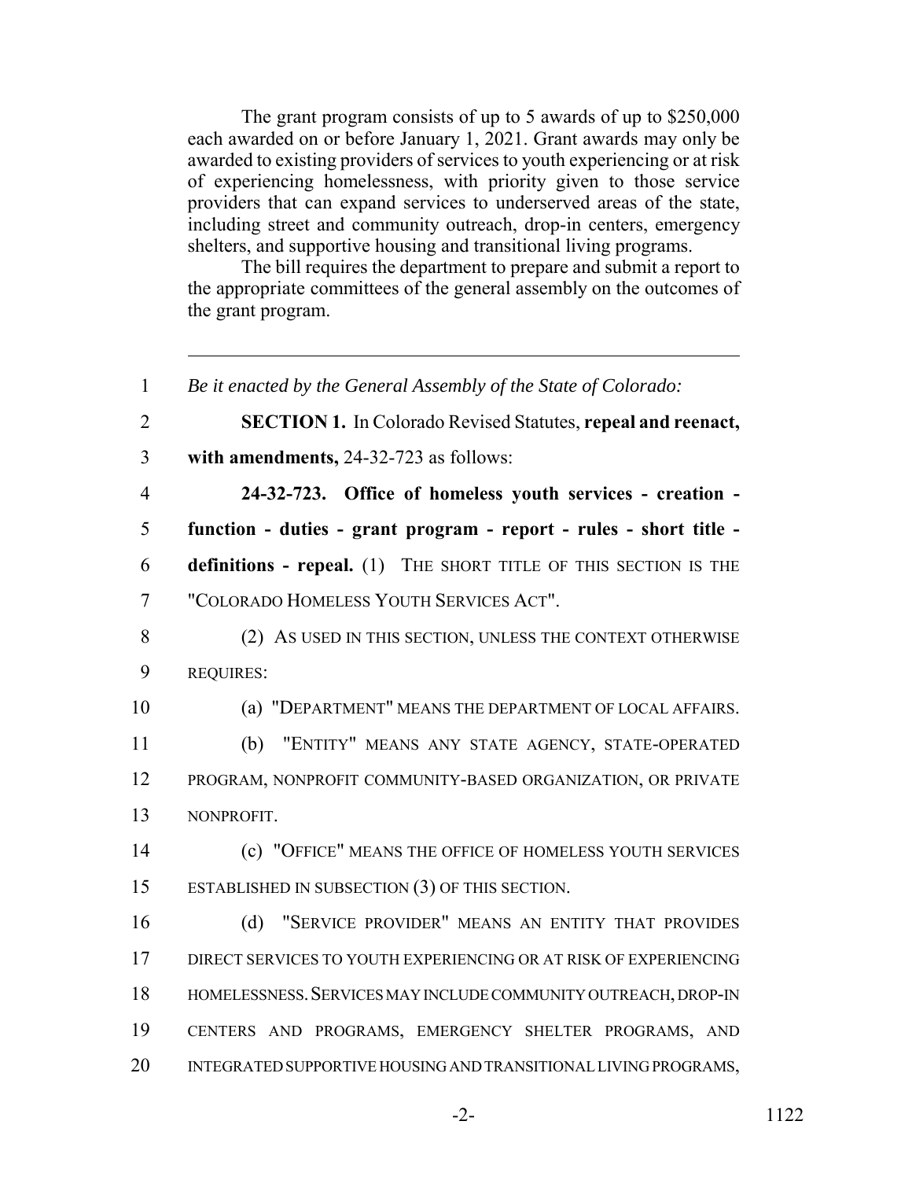The grant program consists of up to 5 awards of up to $250,000 each awarded on or before January 1, 2021. Grant awards may only be awarded to existing providers of services to youth experiencing or at risk of experiencing homelessness, with priority given to those service providers that can expand services to underserved areas of the state, including street and community outreach, drop-in centers, emergency shelters, and supportive housing and transitional living programs.

The bill requires the department to prepare and submit a report to the appropriate committees of the general assembly on the outcomes of the grant program.

---

1 *Be it enacted by the General Assembly of the State of Colorado:*

2 **SECTION 1.** In Colorado Revised Statutes, **repeal and reenact,**
3 **with amendments,** 24-32-723 as follows:

4 **24-32-723. Office of homeless youth services - creation -**
5 **function - duties - grant program - report - rules - short title -**
6 **definitions - repeal.** (1) THE SHORT TITLE OF THIS SECTION IS THE
7 "COLORADO HOMELESS YOUTH SERVICES ACT".

8 (2) AS USED IN THIS SECTION, UNLESS THE CONTEXT OTHERWISE
9 REQUIRES:

10 (a) "DEPARTMENT" MEANS THE DEPARTMENT OF LOCAL AFFAIRS.

11 (b) "ENTITY" MEANS ANY STATE AGENCY, STATE-OPERATED
12 PROGRAM, NONPROFIT COMMUNITY-BASED ORGANIZATION, OR PRIVATE
13 NONPROFIT.

14 (c) "OFFICE" MEANS THE OFFICE OF HOMELESS YOUTH SERVICES
15 ESTABLISHED IN SUBSECTION (3) OF THIS SECTION.

16 (d) "SERVICE PROVIDER" MEANS AN ENTITY THAT PROVIDES
17 DIRECT SERVICES TO YOUTH EXPERIENCING OR AT RISK OF EXPERIENCING
18 HOMELESSNESS. SERVICES MAY INCLUDE COMMUNITY OUTREACH, DROP-IN
19 CENTERS AND PROGRAMS, EMERGENCY SHELTER PROGRAMS, AND
20 INTEGRATED SUPPORTIVE HOUSING AND TRANSITIONAL LIVING PROGRAMS,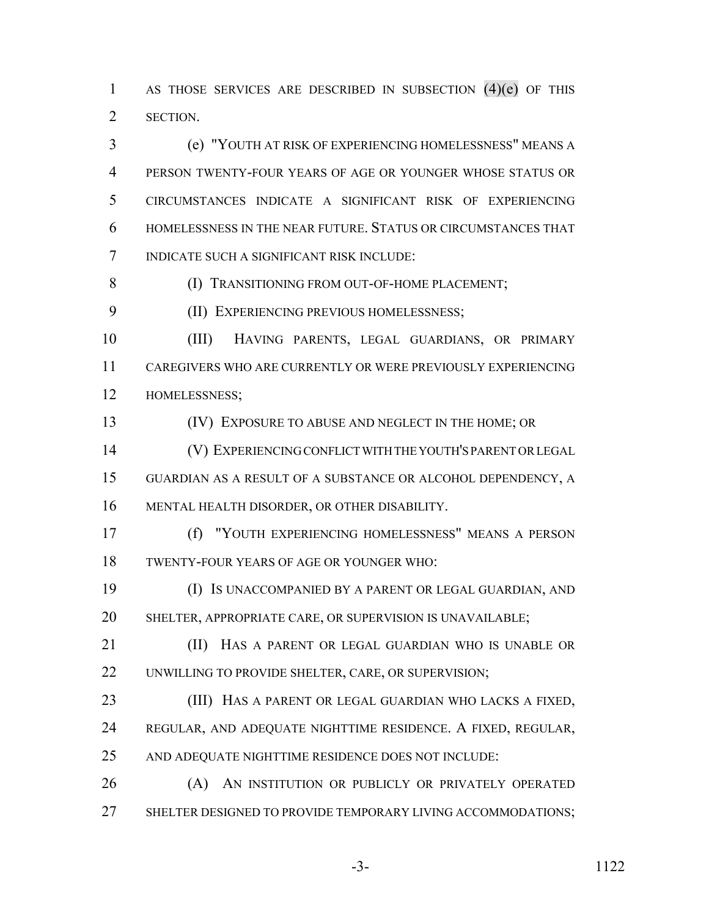AS THOSE SERVICES ARE DESCRIBED IN SUBSECTION (4)(e) OF THIS SECTION.

(e) "YOUTH AT RISK OF EXPERIENCING HOMELESSNESS" MEANS A PERSON TWENTY-FOUR YEARS OF AGE OR YOUNGER WHOSE STATUS OR CIRCUMSTANCES INDICATE A SIGNIFICANT RISK OF EXPERIENCING HOMELESSNESS IN THE NEAR FUTURE. STATUS OR CIRCUMSTANCES THAT INDICATE SUCH A SIGNIFICANT RISK INCLUDE:

(I) TRANSITIONING FROM OUT-OF-HOME PLACEMENT;

(II) EXPERIENCING PREVIOUS HOMELESSNESS;

(III) HAVING PARENTS, LEGAL GUARDIANS, OR PRIMARY CAREGIVERS WHO ARE CURRENTLY OR WERE PREVIOUSLY EXPERIENCING HOMELESSNESS;

(IV) EXPOSURE TO ABUSE AND NEGLECT IN THE HOME; OR

(V) EXPERIENCING CONFLICT WITH THE YOUTH'S PARENT OR LEGAL GUARDIAN AS A RESULT OF A SUBSTANCE OR ALCOHOL DEPENDENCY, A MENTAL HEALTH DISORDER, OR OTHER DISABILITY.

(f) "YOUTH EXPERIENCING HOMELESSNESS" MEANS A PERSON TWENTY-FOUR YEARS OF AGE OR YOUNGER WHO:

(I) IS UNACCOMPANIED BY A PARENT OR LEGAL GUARDIAN, AND SHELTER, APPROPRIATE CARE, OR SUPERVISION IS UNAVAILABLE;

(II) HAS A PARENT OR LEGAL GUARDIAN WHO IS UNABLE OR UNWILLING TO PROVIDE SHELTER, CARE, OR SUPERVISION;

(III) HAS A PARENT OR LEGAL GUARDIAN WHO LACKS A FIXED, REGULAR, AND ADEQUATE NIGHTTIME RESIDENCE. A FIXED, REGULAR, AND ADEQUATE NIGHTTIME RESIDENCE DOES NOT INCLUDE:

(A) AN INSTITUTION OR PUBLICLY OR PRIVATELY OPERATED SHELTER DESIGNED TO PROVIDE TEMPORARY LIVING ACCOMMODATIONS;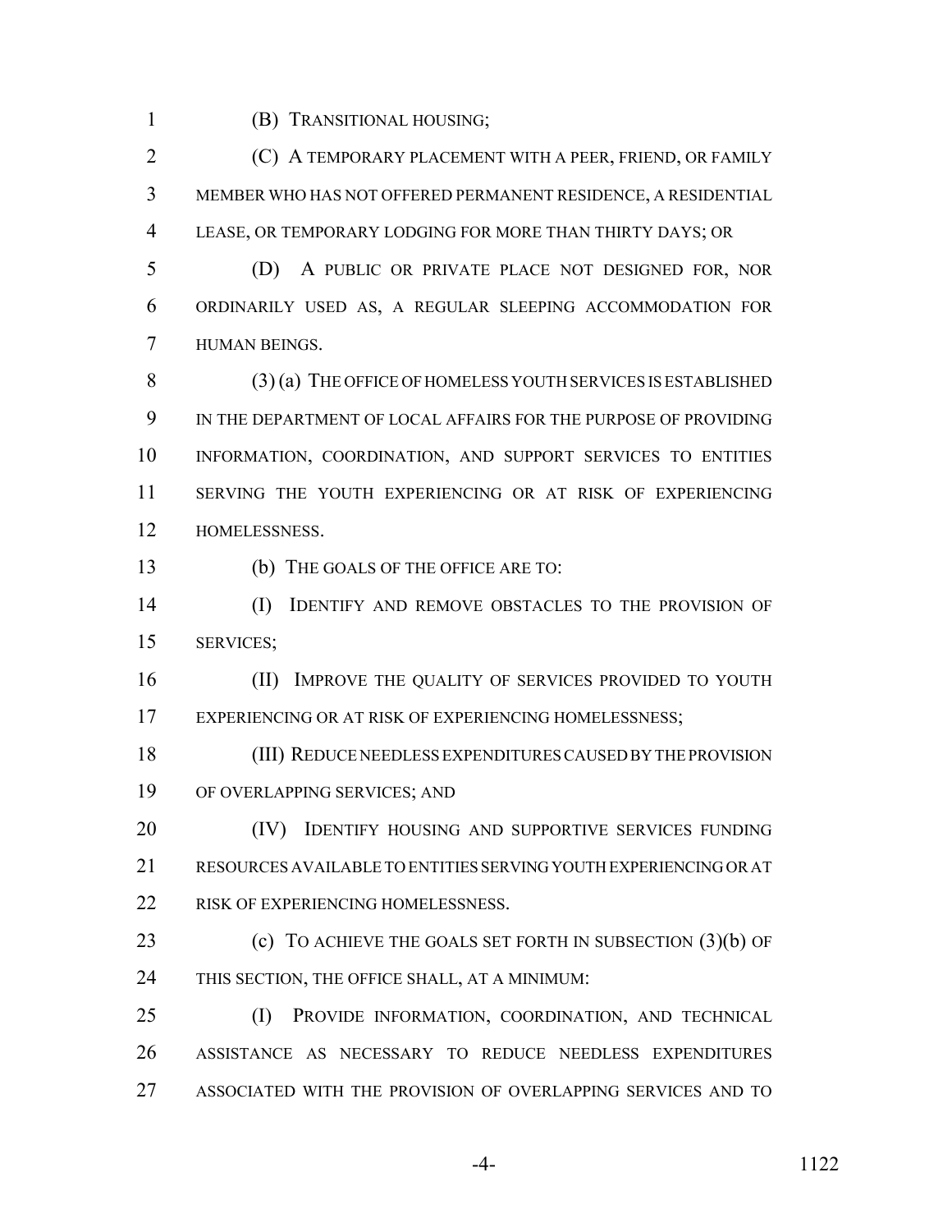(B) TRANSITIONAL HOUSING;

(C) A TEMPORARY PLACEMENT WITH A PEER, FRIEND, OR FAMILY MEMBER WHO HAS NOT OFFERED PERMANENT RESIDENCE, A RESIDENTIAL LEASE, OR TEMPORARY LODGING FOR MORE THAN THIRTY DAYS; OR

(D) A PUBLIC OR PRIVATE PLACE NOT DESIGNED FOR, NOR ORDINARILY USED AS, A REGULAR SLEEPING ACCOMMODATION FOR HUMAN BEINGS.

(3) (a) THE OFFICE OF HOMELESS YOUTH SERVICES IS ESTABLISHED IN THE DEPARTMENT OF LOCAL AFFAIRS FOR THE PURPOSE OF PROVIDING INFORMATION, COORDINATION, AND SUPPORT SERVICES TO ENTITIES SERVING THE YOUTH EXPERIENCING OR AT RISK OF EXPERIENCING HOMELESSNESS.

(b) THE GOALS OF THE OFFICE ARE TO:

(I) IDENTIFY AND REMOVE OBSTACLES TO THE PROVISION OF SERVICES;

(II) IMPROVE THE QUALITY OF SERVICES PROVIDED TO YOUTH EXPERIENCING OR AT RISK OF EXPERIENCING HOMELESSNESS;

(III) REDUCE NEEDLESS EXPENDITURES CAUSED BY THE PROVISION OF OVERLAPPING SERVICES; AND

(IV) IDENTIFY HOUSING AND SUPPORTIVE SERVICES FUNDING RESOURCES AVAILABLE TO ENTITIES SERVING YOUTH EXPERIENCING OR AT RISK OF EXPERIENCING HOMELESSNESS.

(c) TO ACHIEVE THE GOALS SET FORTH IN SUBSECTION (3)(b) OF THIS SECTION, THE OFFICE SHALL, AT A MINIMUM:

(I) PROVIDE INFORMATION, COORDINATION, AND TECHNICAL ASSISTANCE AS NECESSARY TO REDUCE NEEDLESS EXPENDITURES ASSOCIATED WITH THE PROVISION OF OVERLAPPING SERVICES AND TO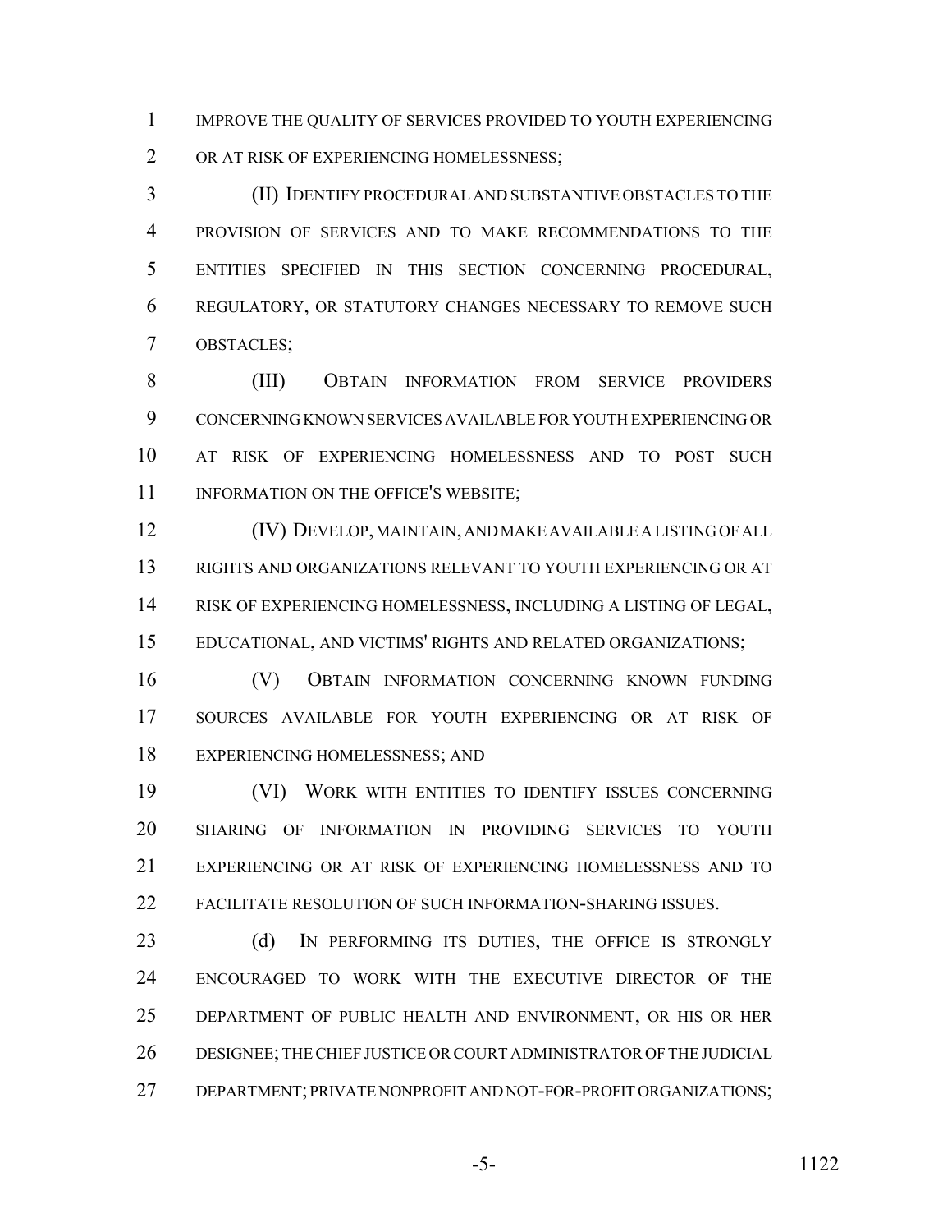IMPROVE THE QUALITY OF SERVICES PROVIDED TO YOUTH EXPERIENCING OR AT RISK OF EXPERIENCING HOMELESSNESS;

(II) IDENTIFY PROCEDURAL AND SUBSTANTIVE OBSTACLES TO THE PROVISION OF SERVICES AND TO MAKE RECOMMENDATIONS TO THE ENTITIES SPECIFIED IN THIS SECTION CONCERNING PROCEDURAL, REGULATORY, OR STATUTORY CHANGES NECESSARY TO REMOVE SUCH OBSTACLES;

(III) OBTAIN INFORMATION FROM SERVICE PROVIDERS CONCERNING KNOWN SERVICES AVAILABLE FOR YOUTH EXPERIENCING OR AT RISK OF EXPERIENCING HOMELESSNESS AND TO POST SUCH INFORMATION ON THE OFFICE'S WEBSITE;

(IV) DEVELOP, MAINTAIN, AND MAKE AVAILABLE A LISTING OF ALL RIGHTS AND ORGANIZATIONS RELEVANT TO YOUTH EXPERIENCING OR AT RISK OF EXPERIENCING HOMELESSNESS, INCLUDING A LISTING OF LEGAL, EDUCATIONAL, AND VICTIMS' RIGHTS AND RELATED ORGANIZATIONS;

(V) OBTAIN INFORMATION CONCERNING KNOWN FUNDING SOURCES AVAILABLE FOR YOUTH EXPERIENCING OR AT RISK OF EXPERIENCING HOMELESSNESS; AND

(VI) WORK WITH ENTITIES TO IDENTIFY ISSUES CONCERNING SHARING OF INFORMATION IN PROVIDING SERVICES TO YOUTH EXPERIENCING OR AT RISK OF EXPERIENCING HOMELESSNESS AND TO FACILITATE RESOLUTION OF SUCH INFORMATION-SHARING ISSUES.

(d) IN PERFORMING ITS DUTIES, THE OFFICE IS STRONGLY ENCOURAGED TO WORK WITH THE EXECUTIVE DIRECTOR OF THE DEPARTMENT OF PUBLIC HEALTH AND ENVIRONMENT, OR HIS OR HER DESIGNEE; THE CHIEF JUSTICE OR COURT ADMINISTRATOR OF THE JUDICIAL DEPARTMENT; PRIVATE NONPROFIT AND NOT-FOR-PROFIT ORGANIZATIONS;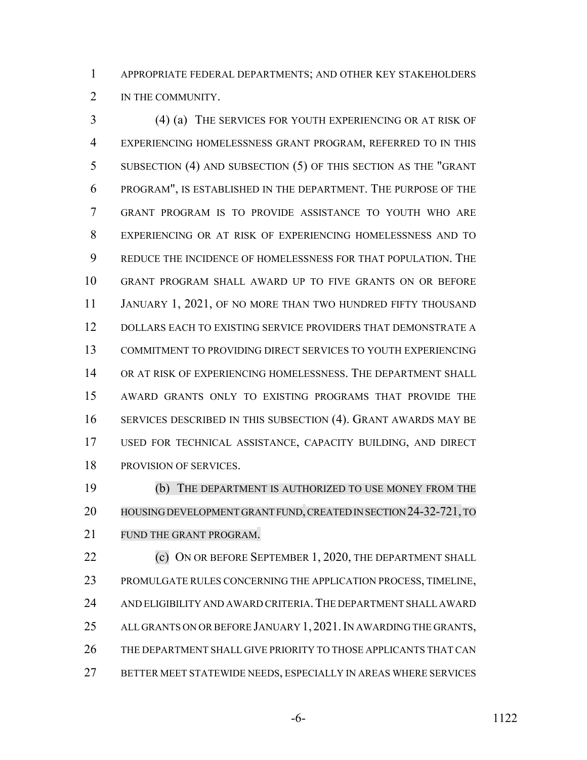APPROPRIATE FEDERAL DEPARTMENTS; AND OTHER KEY STAKEHOLDERS IN THE COMMUNITY.

(4) (a) THE SERVICES FOR YOUTH EXPERIENCING OR AT RISK OF EXPERIENCING HOMELESSNESS GRANT PROGRAM, REFERRED TO IN THIS SUBSECTION (4) AND SUBSECTION (5) OF THIS SECTION AS THE "GRANT PROGRAM", IS ESTABLISHED IN THE DEPARTMENT. THE PURPOSE OF THE GRANT PROGRAM IS TO PROVIDE ASSISTANCE TO YOUTH WHO ARE EXPERIENCING OR AT RISK OF EXPERIENCING HOMELESSNESS AND TO REDUCE THE INCIDENCE OF HOMELESSNESS FOR THAT POPULATION. THE GRANT PROGRAM SHALL AWARD UP TO FIVE GRANTS ON OR BEFORE JANUARY 1, 2021, OF NO MORE THAN TWO HUNDRED FIFTY THOUSAND DOLLARS EACH TO EXISTING SERVICE PROVIDERS THAT DEMONSTRATE A COMMITMENT TO PROVIDING DIRECT SERVICES TO YOUTH EXPERIENCING OR AT RISK OF EXPERIENCING HOMELESSNESS. THE DEPARTMENT SHALL AWARD GRANTS ONLY TO EXISTING PROGRAMS THAT PROVIDE THE SERVICES DESCRIBED IN THIS SUBSECTION (4). GRANT AWARDS MAY BE USED FOR TECHNICAL ASSISTANCE, CAPACITY BUILDING, AND DIRECT PROVISION OF SERVICES.

(b) THE DEPARTMENT IS AUTHORIZED TO USE MONEY FROM THE HOUSING DEVELOPMENT GRANT FUND, CREATED IN SECTION 24-32-721, TO FUND THE GRANT PROGRAM.

(c) ON OR BEFORE SEPTEMBER 1, 2020, THE DEPARTMENT SHALL PROMULGATE RULES CONCERNING THE APPLICATION PROCESS, TIMELINE, AND ELIGIBILITY AND AWARD CRITERIA. THE DEPARTMENT SHALL AWARD ALL GRANTS ON OR BEFORE JANUARY 1, 2021. IN AWARDING THE GRANTS, THE DEPARTMENT SHALL GIVE PRIORITY TO THOSE APPLICANTS THAT CAN BETTER MEET STATEWIDE NEEDS, ESPECIALLY IN AREAS WHERE SERVICES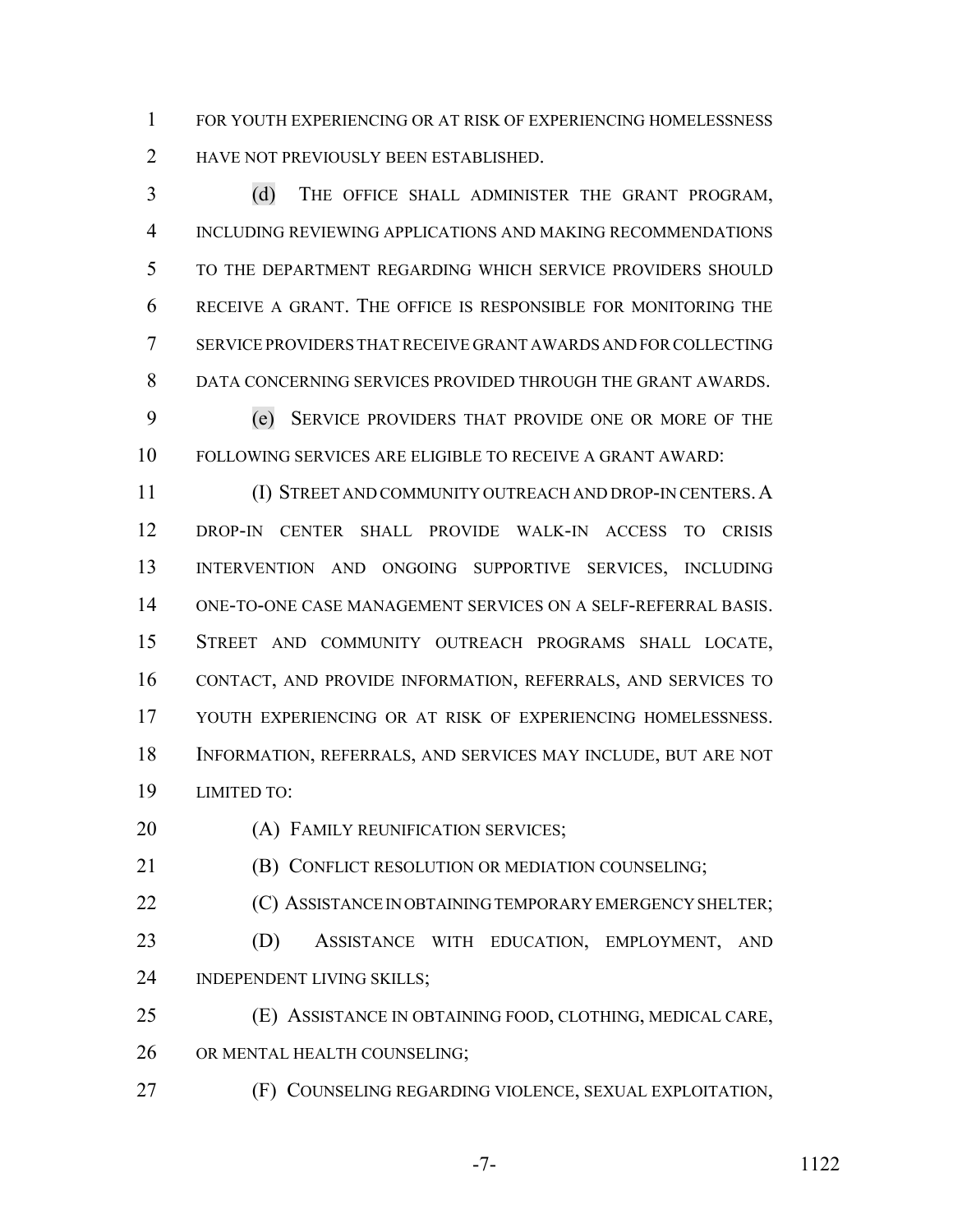FOR YOUTH EXPERIENCING OR AT RISK OF EXPERIENCING HOMELESSNESS HAVE NOT PREVIOUSLY BEEN ESTABLISHED.

(d) THE OFFICE SHALL ADMINISTER THE GRANT PROGRAM, INCLUDING REVIEWING APPLICATIONS AND MAKING RECOMMENDATIONS TO THE DEPARTMENT REGARDING WHICH SERVICE PROVIDERS SHOULD RECEIVE A GRANT. THE OFFICE IS RESPONSIBLE FOR MONITORING THE SERVICE PROVIDERS THAT RECEIVE GRANT AWARDS AND FOR COLLECTING DATA CONCERNING SERVICES PROVIDED THROUGH THE GRANT AWARDS.

(e) SERVICE PROVIDERS THAT PROVIDE ONE OR MORE OF THE FOLLOWING SERVICES ARE ELIGIBLE TO RECEIVE A GRANT AWARD:

(I) STREET AND COMMUNITY OUTREACH AND DROP-IN CENTERS. A DROP-IN CENTER SHALL PROVIDE WALK-IN ACCESS TO CRISIS INTERVENTION AND ONGOING SUPPORTIVE SERVICES, INCLUDING ONE-TO-ONE CASE MANAGEMENT SERVICES ON A SELF-REFERRAL BASIS. STREET AND COMMUNITY OUTREACH PROGRAMS SHALL LOCATE, CONTACT, AND PROVIDE INFORMATION, REFERRALS, AND SERVICES TO YOUTH EXPERIENCING OR AT RISK OF EXPERIENCING HOMELESSNESS. INFORMATION, REFERRALS, AND SERVICES MAY INCLUDE, BUT ARE NOT LIMITED TO:

(A) FAMILY REUNIFICATION SERVICES;

(B) CONFLICT RESOLUTION OR MEDIATION COUNSELING;

(C) ASSISTANCE IN OBTAINING TEMPORARY EMERGENCY SHELTER;

(D) ASSISTANCE WITH EDUCATION, EMPLOYMENT, AND INDEPENDENT LIVING SKILLS;

(E) ASSISTANCE IN OBTAINING FOOD, CLOTHING, MEDICAL CARE, OR MENTAL HEALTH COUNSELING;

(F) COUNSELING REGARDING VIOLENCE, SEXUAL EXPLOITATION,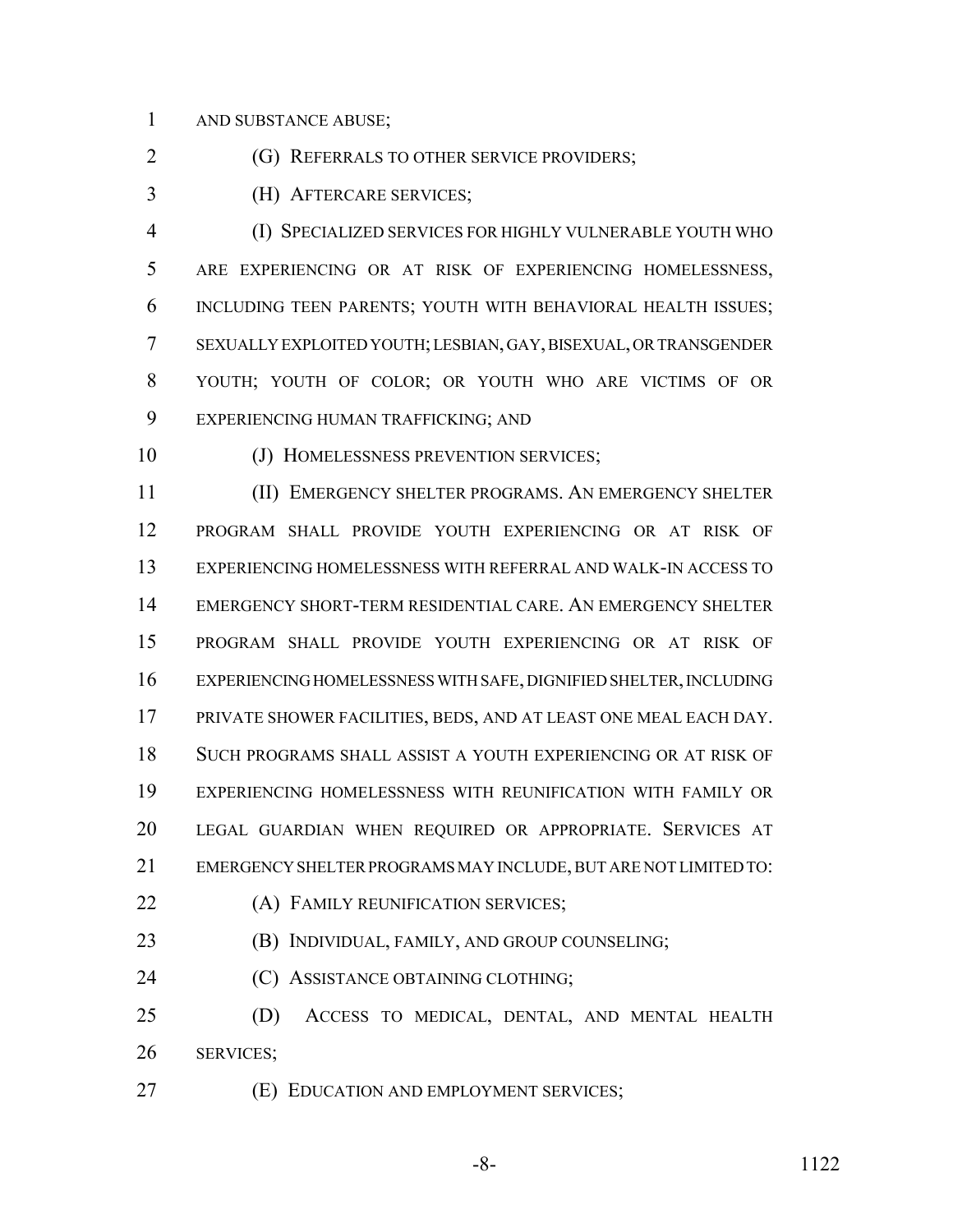AND SUBSTANCE ABUSE;

(G) REFERRALS TO OTHER SERVICE PROVIDERS;

(H) AFTERCARE SERVICES;

(I) SPECIALIZED SERVICES FOR HIGHLY VULNERABLE YOUTH WHO ARE EXPERIENCING OR AT RISK OF EXPERIENCING HOMELESSNESS, INCLUDING TEEN PARENTS; YOUTH WITH BEHAVIORAL HEALTH ISSUES; SEXUALLY EXPLOITED YOUTH; LESBIAN, GAY, BISEXUAL, OR TRANSGENDER YOUTH; YOUTH OF COLOR; OR YOUTH WHO ARE VICTIMS OF OR EXPERIENCING HUMAN TRAFFICKING; AND

(J) HOMELESSNESS PREVENTION SERVICES;

(II) EMERGENCY SHELTER PROGRAMS. AN EMERGENCY SHELTER PROGRAM SHALL PROVIDE YOUTH EXPERIENCING OR AT RISK OF EXPERIENCING HOMELESSNESS WITH REFERRAL AND WALK-IN ACCESS TO EMERGENCY SHORT-TERM RESIDENTIAL CARE. AN EMERGENCY SHELTER PROGRAM SHALL PROVIDE YOUTH EXPERIENCING OR AT RISK OF EXPERIENCING HOMELESSNESS WITH SAFE, DIGNIFIED SHELTER, INCLUDING PRIVATE SHOWER FACILITIES, BEDS, AND AT LEAST ONE MEAL EACH DAY. SUCH PROGRAMS SHALL ASSIST A YOUTH EXPERIENCING OR AT RISK OF EXPERIENCING HOMELESSNESS WITH REUNIFICATION WITH FAMILY OR LEGAL GUARDIAN WHEN REQUIRED OR APPROPRIATE. SERVICES AT EMERGENCY SHELTER PROGRAMS MAY INCLUDE, BUT ARE NOT LIMITED TO:

(A) FAMILY REUNIFICATION SERVICES;

(B) INDIVIDUAL, FAMILY, AND GROUP COUNSELING;

(C) ASSISTANCE OBTAINING CLOTHING;

(D) ACCESS TO MEDICAL, DENTAL, AND MENTAL HEALTH SERVICES;

(E) EDUCATION AND EMPLOYMENT SERVICES;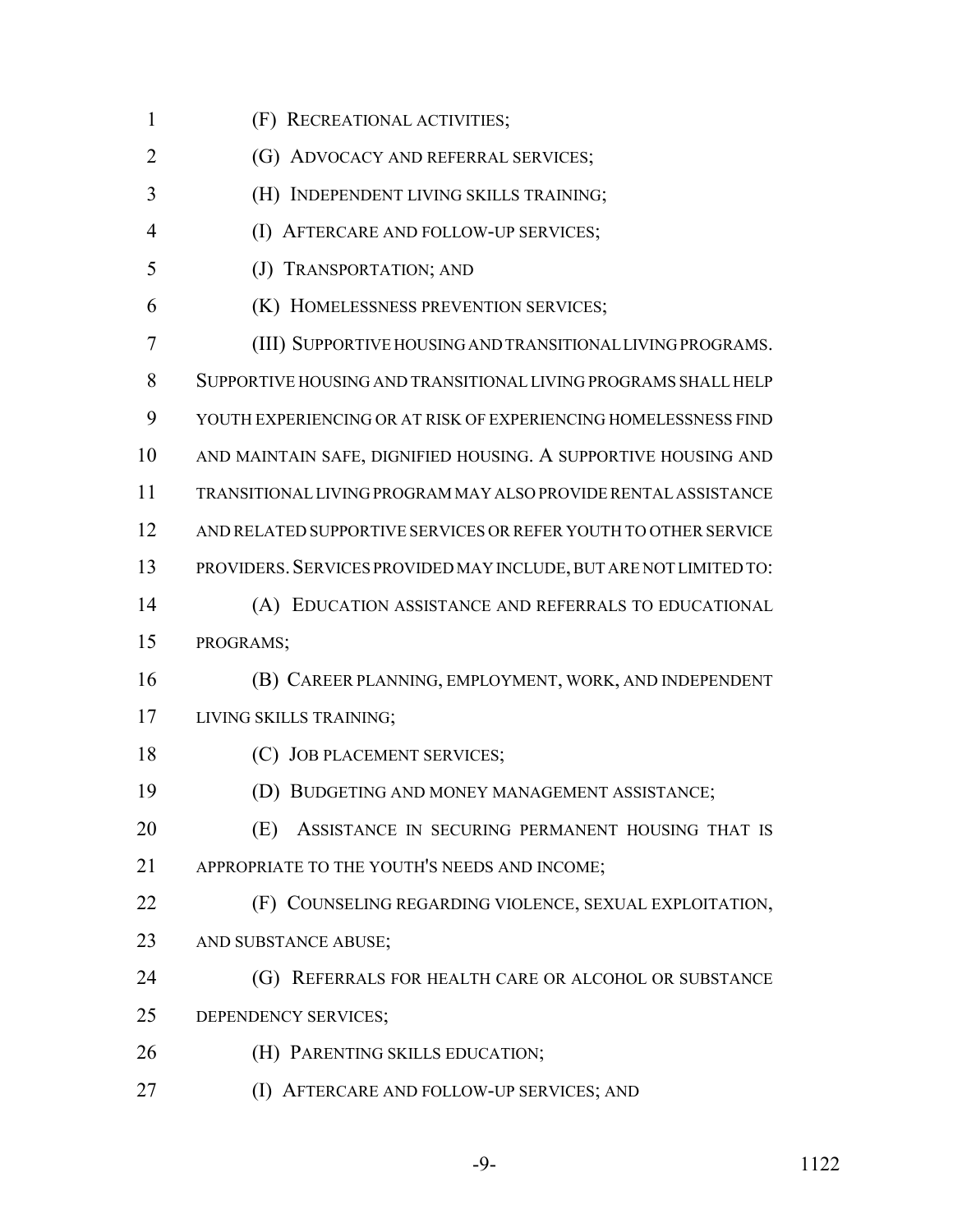(F) RECREATIONAL ACTIVITIES;

(G) ADVOCACY AND REFERRAL SERVICES;

(H) INDEPENDENT LIVING SKILLS TRAINING;

(I) AFTERCARE AND FOLLOW-UP SERVICES;

(J) TRANSPORTATION; AND

(K) HOMELESSNESS PREVENTION SERVICES;

(III) SUPPORTIVE HOUSING AND TRANSITIONAL LIVING PROGRAMS. SUPPORTIVE HOUSING AND TRANSITIONAL LIVING PROGRAMS SHALL HELP YOUTH EXPERIENCING OR AT RISK OF EXPERIENCING HOMELESSNESS FIND AND MAINTAIN SAFE, DIGNIFIED HOUSING. A SUPPORTIVE HOUSING AND TRANSITIONAL LIVING PROGRAM MAY ALSO PROVIDE RENTAL ASSISTANCE AND RELATED SUPPORTIVE SERVICES OR REFER YOUTH TO OTHER SERVICE PROVIDERS. SERVICES PROVIDED MAY INCLUDE, BUT ARE NOT LIMITED TO:

(A) EDUCATION ASSISTANCE AND REFERRALS TO EDUCATIONAL PROGRAMS;

(B) CAREER PLANNING, EMPLOYMENT, WORK, AND INDEPENDENT LIVING SKILLS TRAINING;

(C) JOB PLACEMENT SERVICES;

(D) BUDGETING AND MONEY MANAGEMENT ASSISTANCE;

(E) ASSISTANCE IN SECURING PERMANENT HOUSING THAT IS APPROPRIATE TO THE YOUTH'S NEEDS AND INCOME;

(F) COUNSELING REGARDING VIOLENCE, SEXUAL EXPLOITATION, AND SUBSTANCE ABUSE;

(G) REFERRALS FOR HEALTH CARE OR ALCOHOL OR SUBSTANCE DEPENDENCY SERVICES;

(H) PARENTING SKILLS EDUCATION;

(I) AFTERCARE AND FOLLOW-UP SERVICES; AND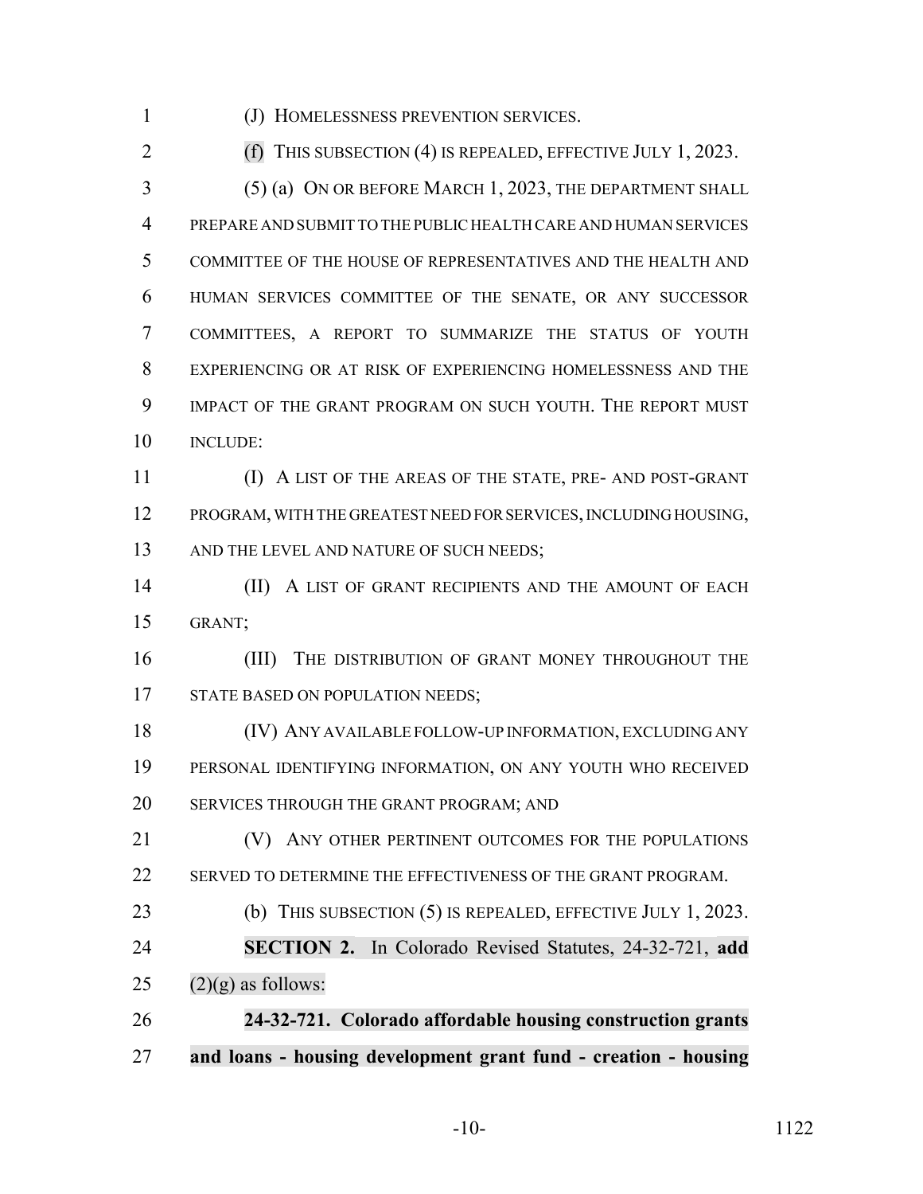(J) HOMELESSNESS PREVENTION SERVICES.

(f) THIS SUBSECTION (4) IS REPEALED, EFFECTIVE JULY 1, 2023.

(5) (a) ON OR BEFORE MARCH 1, 2023, THE DEPARTMENT SHALL PREPARE AND SUBMIT TO THE PUBLIC HEALTH CARE AND HUMAN SERVICES COMMITTEE OF THE HOUSE OF REPRESENTATIVES AND THE HEALTH AND HUMAN SERVICES COMMITTEE OF THE SENATE, OR ANY SUCCESSOR COMMITTEES, A REPORT TO SUMMARIZE THE STATUS OF YOUTH EXPERIENCING OR AT RISK OF EXPERIENCING HOMELESSNESS AND THE IMPACT OF THE GRANT PROGRAM ON SUCH YOUTH. THE REPORT MUST INCLUDE:

(I) A LIST OF THE AREAS OF THE STATE, PRE- AND POST-GRANT PROGRAM, WITH THE GREATEST NEED FOR SERVICES, INCLUDING HOUSING, AND THE LEVEL AND NATURE OF SUCH NEEDS;

(II) A LIST OF GRANT RECIPIENTS AND THE AMOUNT OF EACH GRANT;

(III) THE DISTRIBUTION OF GRANT MONEY THROUGHOUT THE STATE BASED ON POPULATION NEEDS;

(IV) ANY AVAILABLE FOLLOW-UP INFORMATION, EXCLUDING ANY PERSONAL IDENTIFYING INFORMATION, ON ANY YOUTH WHO RECEIVED SERVICES THROUGH THE GRANT PROGRAM; AND

(V) ANY OTHER PERTINENT OUTCOMES FOR THE POPULATIONS SERVED TO DETERMINE THE EFFECTIVENESS OF THE GRANT PROGRAM.

(b) THIS SUBSECTION (5) IS REPEALED, EFFECTIVE JULY 1, 2023.

**SECTION 2.** In Colorado Revised Statutes, 24-32-721, **add** (2)(g) as follows:

**24-32-721. Colorado affordable housing construction grants and loans - housing development grant fund - creation - housing**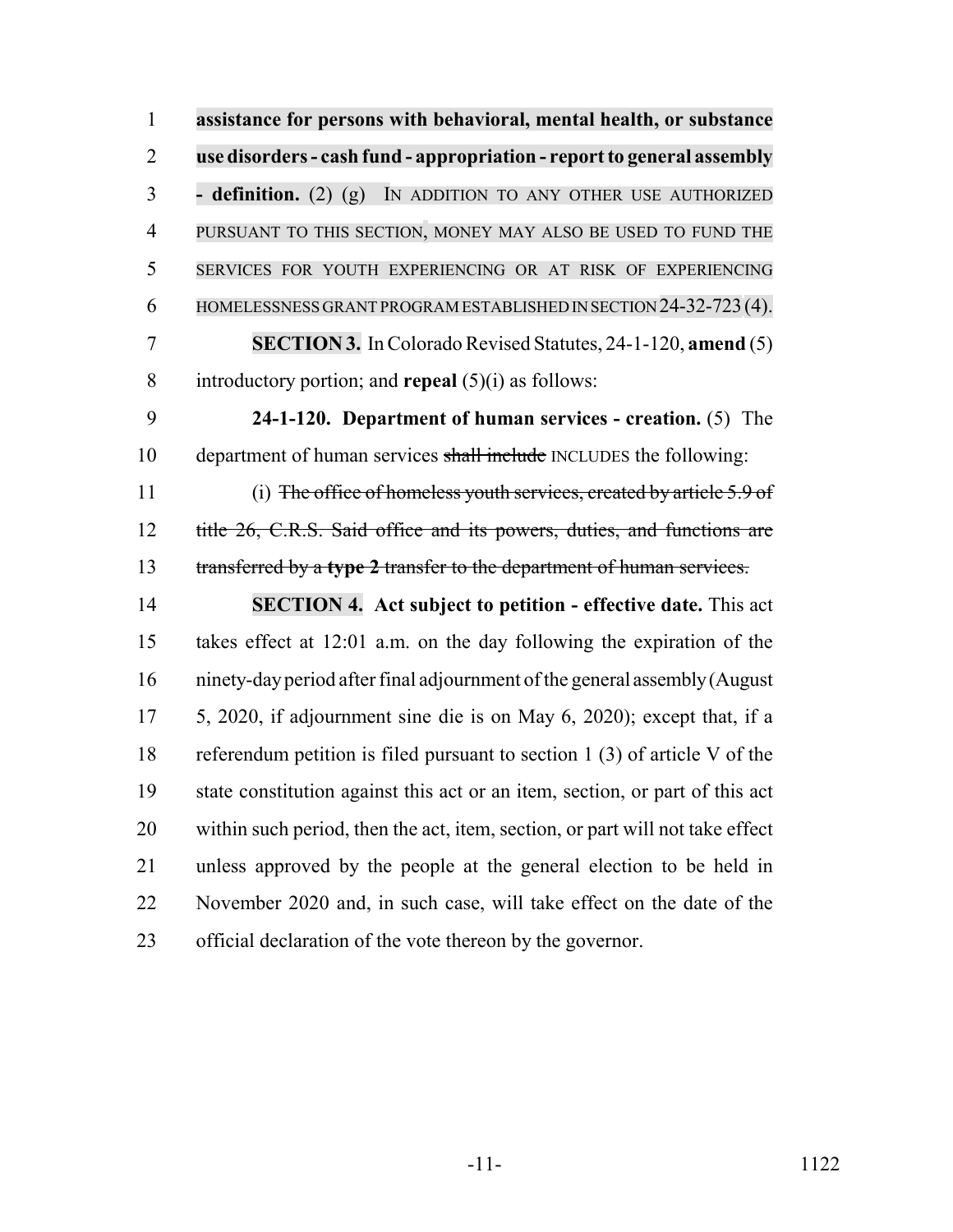**assistance for persons with behavioral, mental health, or substance use disorders - cash fund - appropriation - report to general assembly - definition.** (2) (g) IN ADDITION TO ANY OTHER USE AUTHORIZED PURSUANT TO THIS SECTION, MONEY MAY ALSO BE USED TO FUND THE SERVICES FOR YOUTH EXPERIENCING OR AT RISK OF EXPERIENCING HOMELESSNESS GRANT PROGRAM ESTABLISHED IN SECTION 24-32-723 (4).

**SECTION 3.** In Colorado Revised Statutes, 24-1-120, **amend** (5) introductory portion; and **repeal** (5)(i) as follows:

**24-1-120. Department of human services - creation.** (5) The department of human services ~~shall include~~ INCLUDES the following:

(i) ~~The office of homeless youth services, created by article 5.9 of title 26, C.R.S. Said office and its powers, duties, and functions are transferred by a **type 2** transfer to the department of human services.~~

**SECTION 4. Act subject to petition - effective date.** This act takes effect at 12:01 a.m. on the day following the expiration of the ninety-day period after final adjournment of the general assembly (August 5, 2020, if adjournment sine die is on May 6, 2020); except that, if a referendum petition is filed pursuant to section 1 (3) of article V of the state constitution against this act or an item, section, or part of this act within such period, then the act, item, section, or part will not take effect unless approved by the people at the general election to be held in November 2020 and, in such case, will take effect on the date of the official declaration of the vote thereon by the governor.